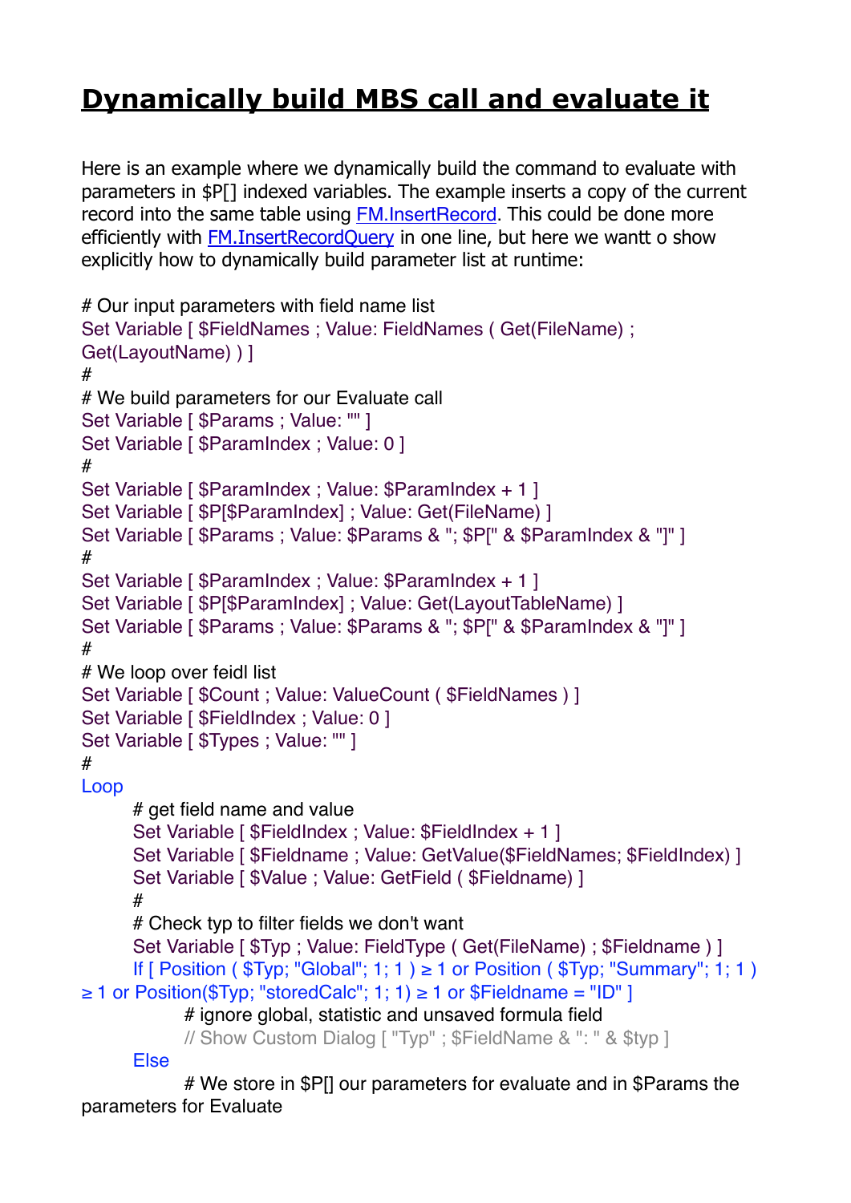# Dynamically build MBS call and evaluate it

Here is an example where we dynamically build the command to evaluate with parameters in $P[] indexed variables. The example inserts a copy of the current record into the same table using FM.InsertRecord. This could be done more efficiently with FM.InsertRecordQuery in one line, but here we wantt o show explicitly how to dynamically build parameter list at runtime:

```
# Our input parameters with field name list
Set Variable [ $FieldNames ; Value: FieldNames ( Get(FileName) ;
Get(LayoutName) ) ]
#
# We build parameters for our Evaluate call
Set Variable [ $Params ; Value: "" ]
Set Variable [ $ParamIndex ; Value: 0 ]
#
Set Variable [ $ParamIndex ; Value: $ParamIndex + 1 ]
Set Variable [ $P[$ParamIndex] ; Value: Get(FileName) ]
Set Variable [ $Params ; Value: $Params & "; $P[" & $ParamIndex & "]" ]
#
Set Variable [ $ParamIndex ; Value: $ParamIndex + 1 ]
Set Variable [ $P[$ParamIndex] ; Value: Get(LayoutTableName) ]
Set Variable [ $Params ; Value: $Params & "; $P[" & $ParamIndex & "]" ]
#
# We loop over feidl list
Set Variable [ $Count ; Value: ValueCount ( $FieldNames ) ]
Set Variable [ $FieldIndex ; Value: 0 ]
Set Variable [ $Types ; Value: "" ]
#
Loop
    # get field name and value
    Set Variable [ $FieldIndex ; Value: $FieldIndex + 1 ]
    Set Variable [ $Fieldname ; Value: GetValue($FieldNames; $FieldIndex) ]
    Set Variable [ $Value ; Value: GetField ( $Fieldname) ]
    #
    # Check typ to filter fields we don't want
    Set Variable [ $Typ ; Value: FieldType ( Get(FileName) ; $Fieldname ) ]
    If [ Position ( $Typ; "Global"; 1; 1 ) ≥ 1 or Position ( $Typ; "Summary"; 1; 1 )
≥ 1 or Position($Typ; "storedCalc"; 1; 1) ≥ 1 or $Fieldname = "ID" ]
        # ignore global, statistic and unsaved formula field
        // Show Custom Dialog [ "Typ" ; $FieldName & ": " & $typ ]
    Else
        # We store in $P[] our parameters for evaluate and in $Params the
parameters for Evaluate
```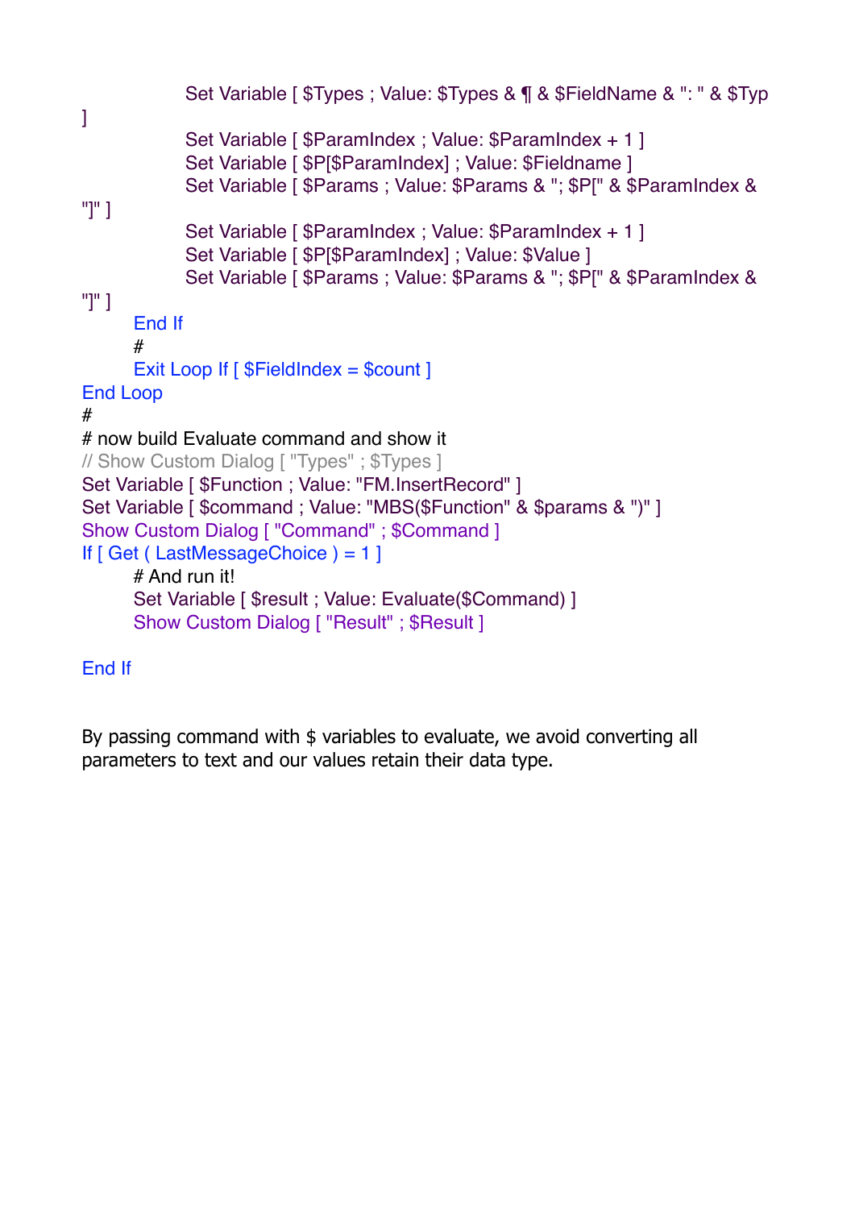```
		Set Variable [ $Types ; Value: $Types & ¶ & $FieldName & ": " & $Typ
]
		Set Variable [ $ParamIndex ; Value: $ParamIndex + 1 ]
		Set Variable [ $P[$ParamIndex] ; Value: $Fieldname ]
		Set Variable [ $Params ; Value: $Params & "; $P[" & $ParamIndex &
"]" ]
		Set Variable [ $ParamIndex ; Value: $ParamIndex + 1 ]
		Set Variable [ $P[$ParamIndex] ; Value: $Value ]
		Set Variable [ $Params ; Value: $Params & "; $P[" & $ParamIndex &
"]" ]
	End If
	#
	Exit Loop If [ $FieldIndex = $count ]
End Loop
#
# now build Evaluate command and show it
// Show Custom Dialog [ "Types" ; $Types ]
Set Variable [ $Function ; Value: "FM.InsertRecord" ]
Set Variable [ $command ; Value: "MBS($Function" & $params & ")" ]
Show Custom Dialog [ "Command" ; $Command ]
If [ Get ( LastMessageChoice ) = 1 ]
	# And run it!
	Set Variable [ $result ; Value: Evaluate($Command) ]
	Show Custom Dialog [ "Result" ; $Result ]

End If
```

By passing command with $ variables to evaluate, we avoid converting all parameters to text and our values retain their data type.